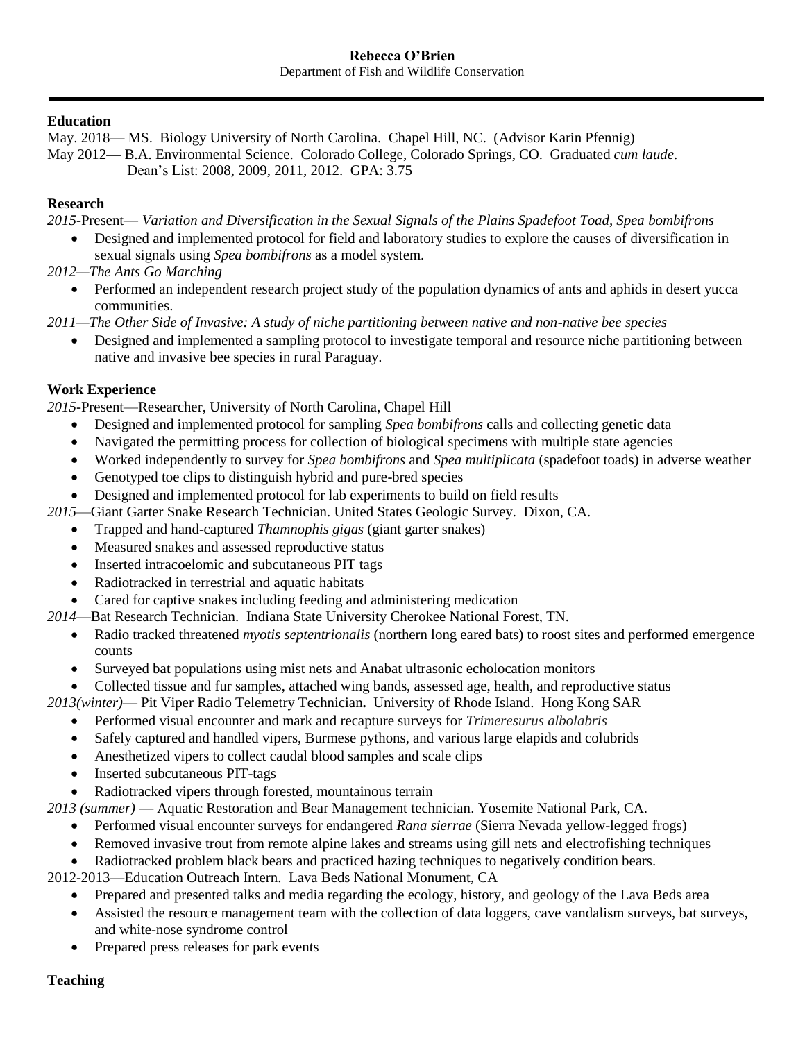**Rebecca O'Brien**

Department of Fish and Wildlife Conservation

---

## Education

May. 2018— MS. Biology University of North Carolina. Chapel Hill, NC. (Advisor Karin Pfennig)

May 2012— B.A. Environmental Science. Colorado College, Colorado Springs, CO. Graduated *cum laude*.
Dean's List: 2008, 2009, 2011, 2012. GPA: 3.75

## Research

*2015*-Present— *Variation and Diversification in the Sexual Signals of the Plains Spadefoot Toad, Spea bombifrons*

- Designed and implemented protocol for field and laboratory studies to explore the causes of diversification in sexual signals using *Spea bombifrons* as a model system.

*2012—The Ants Go Marching*

- Performed an independent research project study of the population dynamics of ants and aphids in desert yucca communities.

*2011—The Other Side of Invasive: A study of niche partitioning between native and non-native bee species*

- Designed and implemented a sampling protocol to investigate temporal and resource niche partitioning between native and invasive bee species in rural Paraguay.

## Work Experience

*2015*-Present—Researcher, University of North Carolina, Chapel Hill

- Designed and implemented protocol for sampling *Spea bombifrons* calls and collecting genetic data
- Navigated the permitting process for collection of biological specimens with multiple state agencies
- Worked independently to survey for *Spea bombifrons* and *Spea multiplicata* (spadefoot toads) in adverse weather
- Genotyped toe clips to distinguish hybrid and pure-bred species
- Designed and implemented protocol for lab experiments to build on field results

*2015*—Giant Garter Snake Research Technician. United States Geologic Survey. Dixon, CA.

- Trapped and hand-captured *Thamnophis gigas* (giant garter snakes)
- Measured snakes and assessed reproductive status
- Inserted intracoelomic and subcutaneous PIT tags
- Radiotracked in terrestrial and aquatic habitats
- Cared for captive snakes including feeding and administering medication

*2014*—Bat Research Technician. Indiana State University Cherokee National Forest, TN.

- Radio tracked threatened *myotis septentrionalis* (northern long eared bats) to roost sites and performed emergence counts
- Surveyed bat populations using mist nets and Anabat ultrasonic echolocation monitors
- Collected tissue and fur samples, attached wing bands, assessed age, health, and reproductive status

*2013(winter)*— Pit Viper Radio Telemetry Technician**.** University of Rhode Island. Hong Kong SAR

- Performed visual encounter and mark and recapture surveys for *Trimeresurus albolabris*
- Safely captured and handled vipers, Burmese pythons, and various large elapids and colubrids
- Anesthetized vipers to collect caudal blood samples and scale clips
- Inserted subcutaneous PIT-tags
- Radiotracked vipers through forested, mountainous terrain

*2013 (summer)* — Aquatic Restoration and Bear Management technician. Yosemite National Park, CA.

- Performed visual encounter surveys for endangered *Rana sierrae* (Sierra Nevada yellow-legged frogs)
- Removed invasive trout from remote alpine lakes and streams using gill nets and electrofishing techniques
- Radiotracked problem black bears and practiced hazing techniques to negatively condition bears.

2012-2013—Education Outreach Intern. Lava Beds National Monument, CA

- Prepared and presented talks and media regarding the ecology, history, and geology of the Lava Beds area
- Assisted the resource management team with the collection of data loggers, cave vandalism surveys, bat surveys, and white-nose syndrome control
- Prepared press releases for park events

## Teaching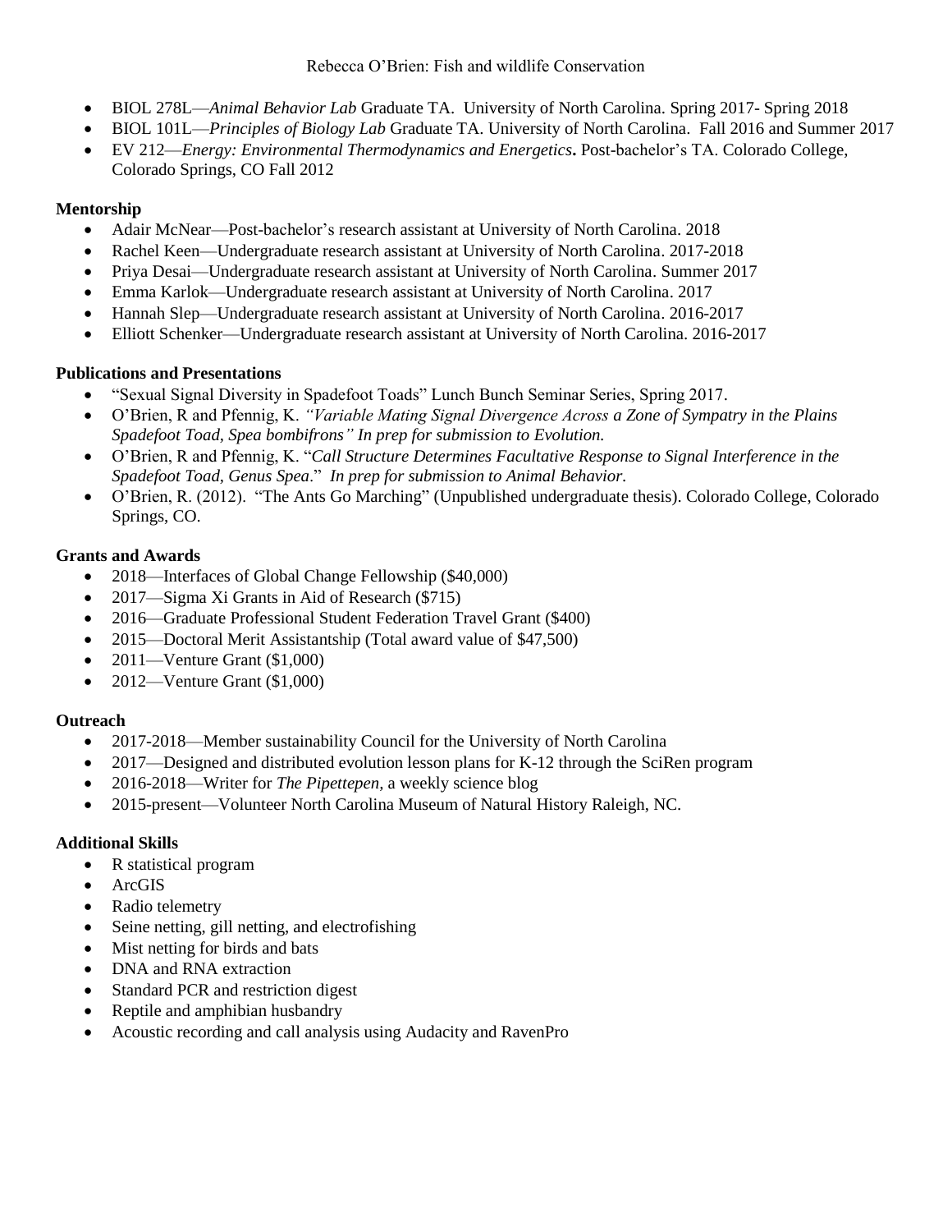- BIOL 278L—*Animal Behavior Lab* Graduate TA. University of North Carolina. Spring 2017- Spring 2018
- BIOL 101L—*Principles of Biology Lab* Graduate TA. University of North Carolina. Fall 2016 and Summer 2017
- EV 212—*Energy: Environmental Thermodynamics and Energetics***.** Post-bachelor's TA. Colorado College, Colorado Springs, CO Fall 2012

**Mentorship**

- Adair McNear—Post-bachelor's research assistant at University of North Carolina. 2018
- Rachel Keen—Undergraduate research assistant at University of North Carolina. 2017-2018
- Priya Desai—Undergraduate research assistant at University of North Carolina. Summer 2017
- Emma Karlok—Undergraduate research assistant at University of North Carolina. 2017
- Hannah Slep—Undergraduate research assistant at University of North Carolina. 2016-2017
- Elliott Schenker—Undergraduate research assistant at University of North Carolina. 2016-2017

**Publications and Presentations**

- "Sexual Signal Diversity in Spadefoot Toads" Lunch Bunch Seminar Series, Spring 2017.
- O'Brien, R and Pfennig, K. *"Variable Mating Signal Divergence Across a Zone of Sympatry in the Plains Spadefoot Toad, Spea bombifrons" In prep for submission to Evolution.*
- O'Brien, R and Pfennig, K. "*Call Structure Determines Facultative Response to Signal Interference in the Spadefoot Toad, Genus Spea*." *In prep for submission to Animal Behavior.*
- O'Brien, R. (2012). "The Ants Go Marching" (Unpublished undergraduate thesis). Colorado College, Colorado Springs, CO.

**Grants and Awards**

- 2018—Interfaces of Global Change Fellowship ($40,000)
- 2017—Sigma Xi Grants in Aid of Research ($715)
- 2016—Graduate Professional Student Federation Travel Grant ($400)
- 2015—Doctoral Merit Assistantship (Total award value of $47,500)
- 2011—Venture Grant ($1,000)
- 2012—Venture Grant ($1,000)

**Outreach**

- 2017-2018—Member sustainability Council for the University of North Carolina
- 2017—Designed and distributed evolution lesson plans for K-12 through the SciRen program
- 2016-2018—Writer for *The Pipettepen,* a weekly science blog
- 2015-present—Volunteer North Carolina Museum of Natural History Raleigh, NC.

**Additional Skills**

- R statistical program
- ArcGIS
- Radio telemetry
- Seine netting, gill netting, and electrofishing
- Mist netting for birds and bats
- DNA and RNA extraction
- Standard PCR and restriction digest
- Reptile and amphibian husbandry
- Acoustic recording and call analysis using Audacity and RavenPro